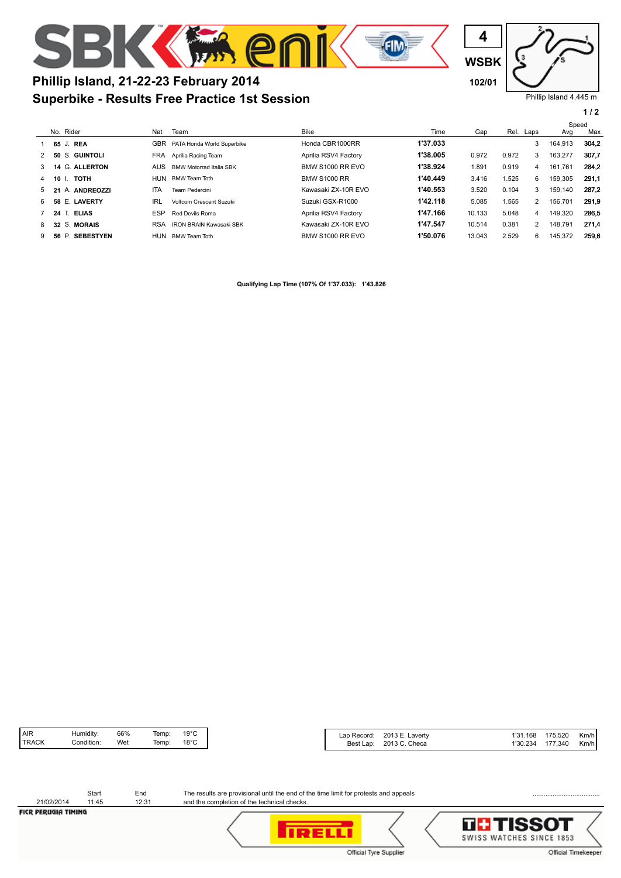# Phillip Island, 21-22-23 February 2014

## Superbike - Results Free Practice 1st Session

4

WSBK

102/01

Phillip Island 4.445 m

| | No. | Rider | Nat | Team | Bike | Time | Gap | Rel. | Laps | Speed Avg | Speed Max |
|---|---|---|---|---|---|---|---|---|---|---|---|
| 1 | 65 | J. **REA** | GBR | PATA Honda World Superbike | Honda CBR1000RR | **1'37.033** | | | 3 | 164,913 | **304,2** |
| 2 | 50 | S. **GUINTOLI** | FRA | Aprilia Racing Team | Aprilia RSV4 Factory | **1'38.005** | 0.972 | 0.972 | 3 | 163,277 | **307,7** |
| 3 | 14 | G. **ALLERTON** | AUS | BMW Motorrad Italia SBK | BMW S1000 RR EVO | **1'38.924** | 1.891 | 0.919 | 4 | 161,761 | **284,2** |
| 4 | 10 | I. **TOTH** | HUN | BMW Team Toth | BMW S1000 RR | **1'40.449** | 3.416 | 1.525 | 6 | 159,305 | **291,1** |
| 5 | 21 | A. **ANDREOZZI** | ITA | Team Pedercini | Kawasaki ZX-10R EVO | **1'40.553** | 3.520 | 0.104 | 3 | 159,140 | **287,2** |
| 6 | 58 | E. **LAVERTY** | IRL | Voltcom Crescent Suzuki | Suzuki GSX-R1000 | **1'42.118** | 5.085 | 1.565 | 2 | 156,701 | **291,9** |
| 7 | 24 | T. **ELIAS** | ESP | Red Devils Roma | Aprilia RSV4 Factory | **1'47.166** | 10.133 | 5.048 | 4 | 149,320 | **286,5** |
| 8 | 32 | S. **MORAIS** | RSA | IRON BRAIN Kawasaki SBK | Kawasaki ZX-10R EVO | **1'47.547** | 10.514 | 0.381 | 2 | 148,791 | **271,4** |
| 9 | 56 | P. **SEBESTYEN** | HUN | BMW Team Toth | BMW S1000 RR EVO | **1'50.076** | 13.043 | 2.529 | 6 | 145,372 | **259,6** |

**Qualifying Lap Time (107% Of 1'37.033): 1'43.826**

| | | | | |
|---|---|---|---|---|
| AIR | Humidity: | 66% | Temp: | 19°C |
| TRACK | Condition: | Wet | Temp: | 18°C |

| | | | | |
|---|---|---|---|---|
| Lap Record: | 2013 E. Laverty | 1'31.168 | 175,520 | Km/h |
| Best Lap: | 2013 C. Checa | 1'30.234 | 177,340 | Km/h |

| | Start | End |
|---|---|---|
| 21/02/2014 | 11:45 | 12:31 |

The results are provisional until the end of the time limit for protests and appeals and the completion of the technical checks.

.....................................

FICR PERUGIA TIMING

Official Tyre Supplier

Official Timekeeper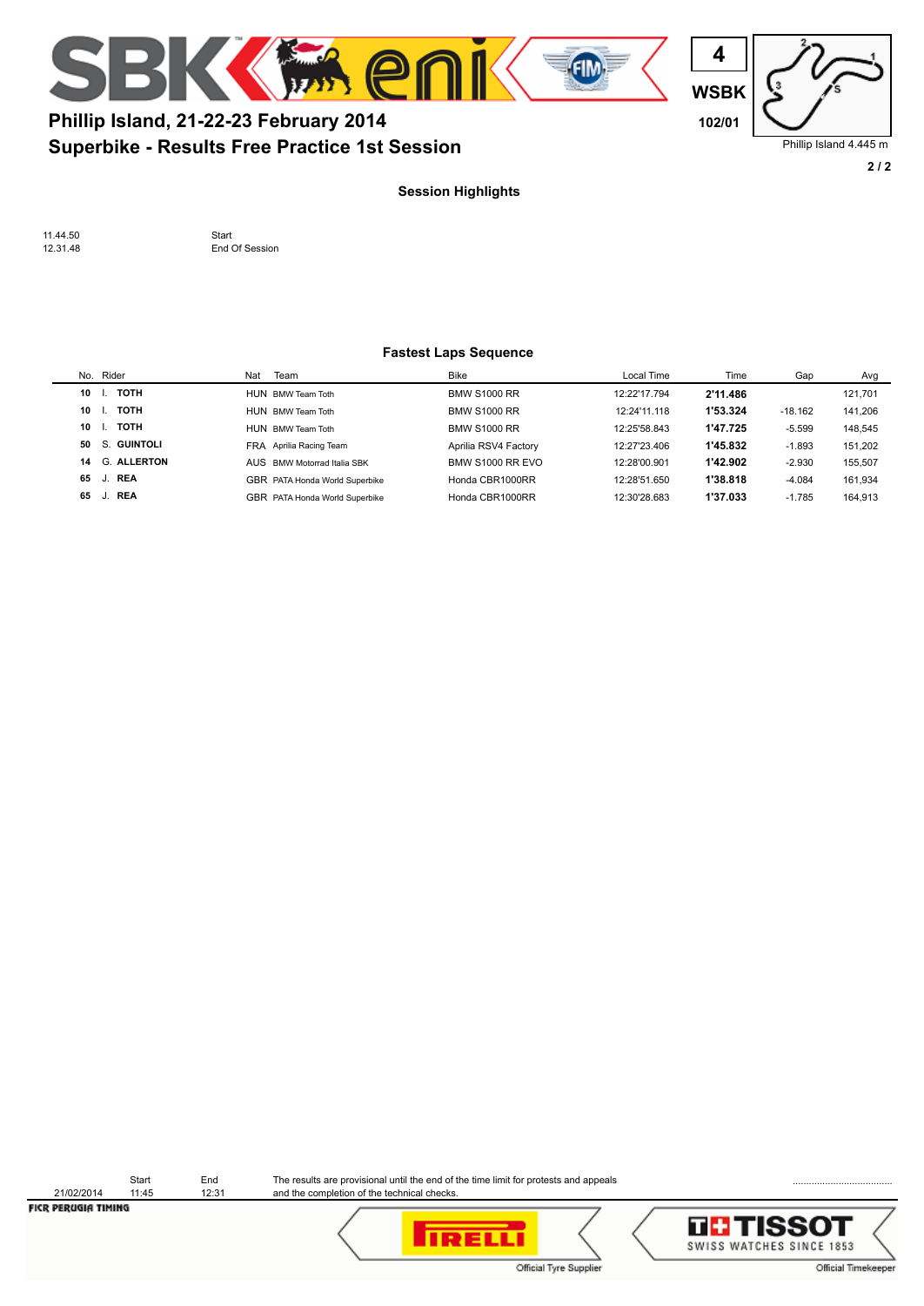## Phillip Island, 21-22-23 February 2014

## Superbike - Results Free Practice 1st Session

4
WSBK
102/01

Phillip Island 4.445 m

### Session Highlights

| | |
|---|---|
| 11.44.50 | Start |
| 12.31.48 | End Of Session |

### Fastest Laps Sequence

| No. | Rider | Nat | Team | Bike | Local Time | Time | Gap | Avg |
|---|---|---|---|---|---|---|---|---|
| 10 | I. **TOTH** | HUN | BMW Team Toth | BMW S1000 RR | 12:22'17.794 | **2'11.486** | | 121,701 |
| 10 | I. **TOTH** | HUN | BMW Team Toth | BMW S1000 RR | 12:24'11.118 | **1'53.324** | -18.162 | 141,206 |
| 10 | I. **TOTH** | HUN | BMW Team Toth | BMW S1000 RR | 12:25'58.843 | **1'47.725** | -5.599 | 148,545 |
| 50 | S. **GUINTOLI** | FRA | Aprilia Racing Team | Aprilia RSV4 Factory | 12:27'23.406 | **1'45.832** | -1.893 | 151,202 |
| 14 | G. **ALLERTON** | AUS | BMW Motorrad Italia SBK | BMW S1000 RR EVO | 12:28'00.901 | **1'42.902** | -2.930 | 155,507 |
| 65 | J. **REA** | GBR | PATA Honda World Superbike | Honda CBR1000RR | 12:28'51.650 | **1'38.818** | -4.084 | 161,934 |
| 65 | J. **REA** | GBR | PATA Honda World Superbike | Honda CBR1000RR | 12:30'28.683 | **1'37.033** | -1.785 | 164,913 |

| | Start | End |
|---|---|---|
| 21/02/2014 | 11:45 | 12:31 |

The results are provisional until the end of the time limit for protests and appeals and the completion of the technical checks.

.....................................

FICR PERUGIA TIMING

Official Tyre Supplier

Official Timekeeper